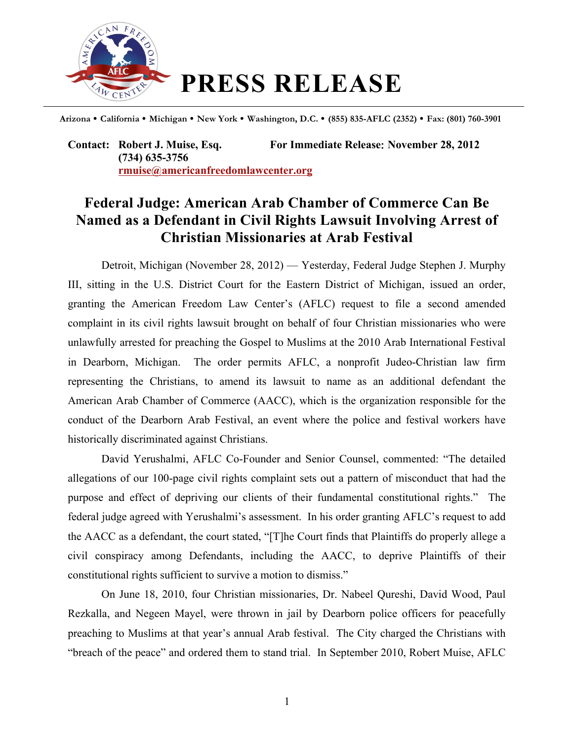# PRESS RELEASE

**Arizona • California • Michigan • New York • Washington, D.C. • (855) 835-AFLC (2352) • Fax: (801) 760-3901**

**Contact: Robert J. Muise, Esq.**
**(734) 635-3756**
**rmuise@americanfreedomlawcenter.org**

**For Immediate Release: November 28, 2012**

## Federal Judge: American Arab Chamber of Commerce Can Be Named as a Defendant in Civil Rights Lawsuit Involving Arrest of Christian Missionaries at Arab Festival

Detroit, Michigan (November 28, 2012) — Yesterday, Federal Judge Stephen J. Murphy III, sitting in the U.S. District Court for the Eastern District of Michigan, issued an order, granting the American Freedom Law Center's (AFLC) request to file a second amended complaint in its civil rights lawsuit brought on behalf of four Christian missionaries who were unlawfully arrested for preaching the Gospel to Muslims at the 2010 Arab International Festival in Dearborn, Michigan. The order permits AFLC, a nonprofit Judeo-Christian law firm representing the Christians, to amend its lawsuit to name as an additional defendant the American Arab Chamber of Commerce (AACC), which is the organization responsible for the conduct of the Dearborn Arab Festival, an event where the police and festival workers have historically discriminated against Christians.

David Yerushalmi, AFLC Co-Founder and Senior Counsel, commented: "The detailed allegations of our 100-page civil rights complaint sets out a pattern of misconduct that had the purpose and effect of depriving our clients of their fundamental constitutional rights." The federal judge agreed with Yerushalmi's assessment. In his order granting AFLC's request to add the AACC as a defendant, the court stated, "[T]he Court finds that Plaintiffs do properly allege a civil conspiracy among Defendants, including the AACC, to deprive Plaintiffs of their constitutional rights sufficient to survive a motion to dismiss."

On June 18, 2010, four Christian missionaries, Dr. Nabeel Qureshi, David Wood, Paul Rezkalla, and Negeen Mayel, were thrown in jail by Dearborn police officers for peacefully preaching to Muslims at that year's annual Arab festival. The City charged the Christians with "breach of the peace" and ordered them to stand trial. In September 2010, Robert Muise, AFLC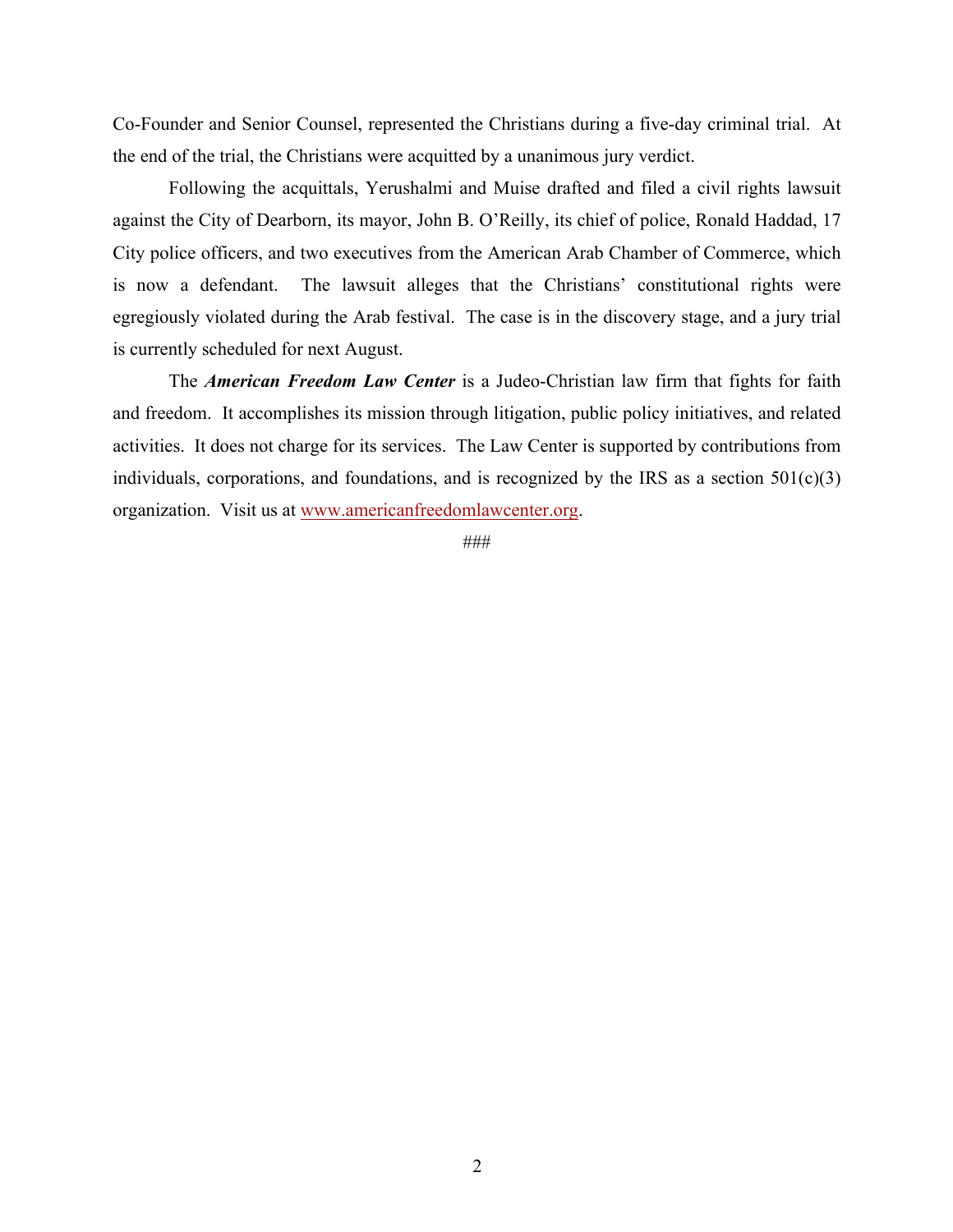Co-Founder and Senior Counsel, represented the Christians during a five-day criminal trial. At the end of the trial, the Christians were acquitted by a unanimous jury verdict.

Following the acquittals, Yerushalmi and Muise drafted and filed a civil rights lawsuit against the City of Dearborn, its mayor, John B. O'Reilly, its chief of police, Ronald Haddad, 17 City police officers, and two executives from the American Arab Chamber of Commerce, which is now a defendant. The lawsuit alleges that the Christians' constitutional rights were egregiously violated during the Arab festival. The case is in the discovery stage, and a jury trial is currently scheduled for next August.

The ***American Freedom Law Center*** is a Judeo-Christian law firm that fights for faith and freedom. It accomplishes its mission through litigation, public policy initiatives, and related activities. It does not charge for its services. The Law Center is supported by contributions from individuals, corporations, and foundations, and is recognized by the IRS as a section 501(c)(3) organization. Visit us at www.americanfreedomlawcenter.org.

###